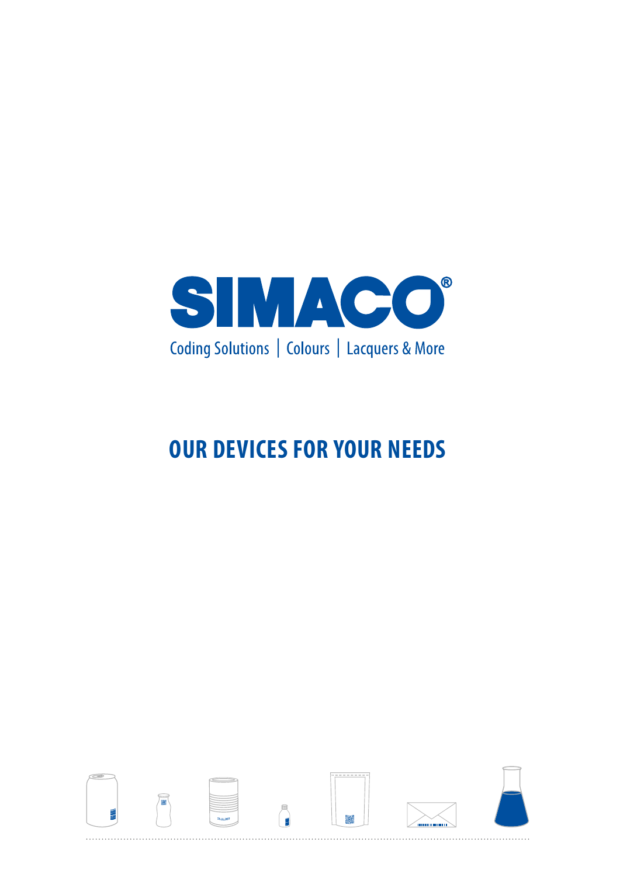# SIMACO®

Coding Solutions | Colours | Lacquers & More

## OUR DEVICES FOR YOUR NEEDS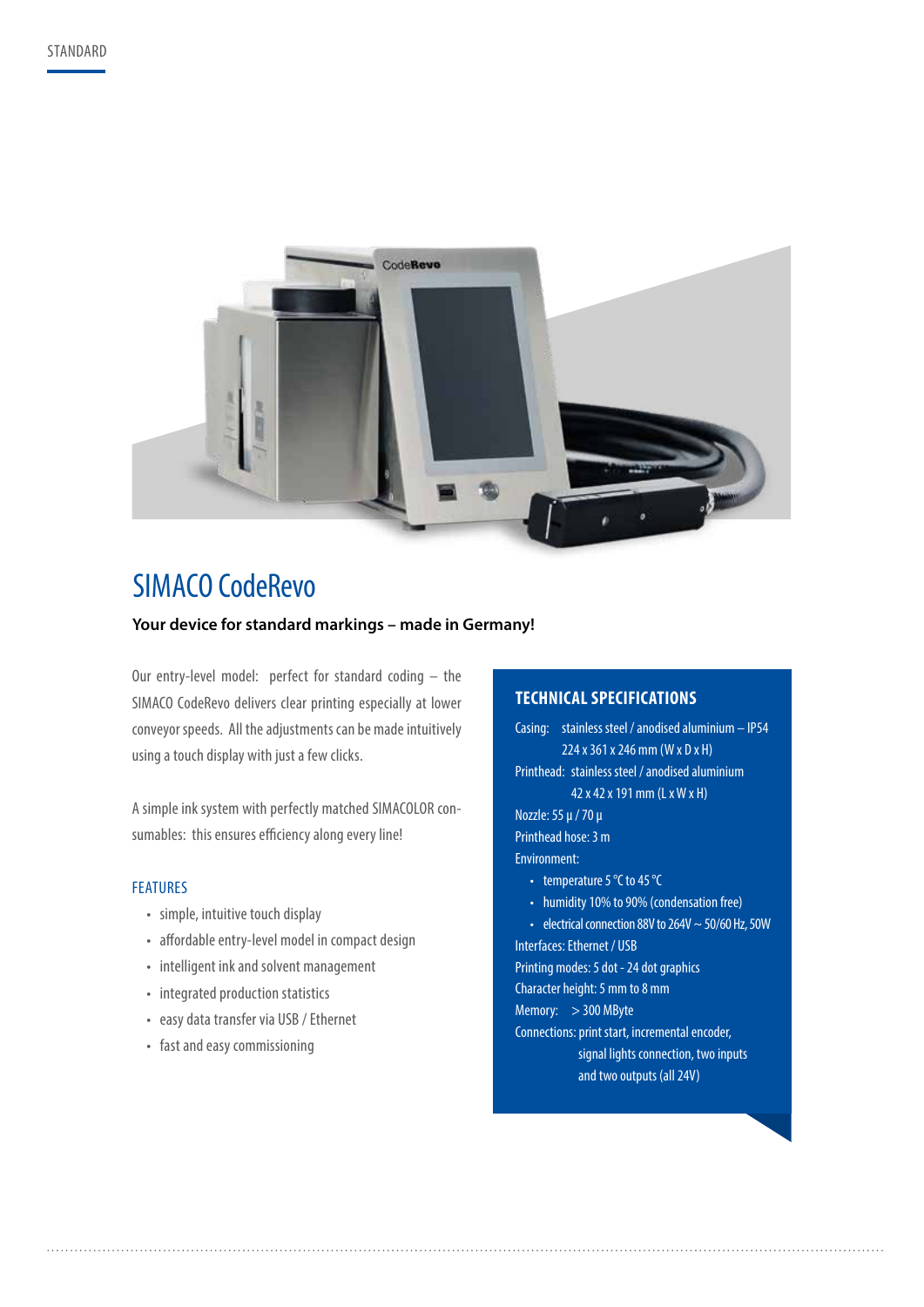STANDARD

# SIMACO CodeRevo

**Your device for standard markings – made in Germany!**

Our entry-level model: perfect for standard coding – the SIMACO CodeRevo delivers clear printing especially at lower conveyor speeds. All the adjustments can be made intuitively using a touch display with just a few clicks.

A simple ink system with perfectly matched SIMACOLOR consumables: this ensures efficiency along every line!

## FEATURES

- simple, intuitive touch display
- affordable entry-level model in compact design
- intelligent ink and solvent management
- integrated production statistics
- easy data transfer via USB / Ethernet
- fast and easy commissioning

## TECHNICAL SPECIFICATIONS

Casing: stainless steel / anodised aluminium – IP54
224 x 361 x 246 mm (W x D x H)

Printhead: stainless steel / anodised aluminium
42 x 42 x 191 mm (L x W x H)

Nozzle: 55 µ / 70 µ

Printhead hose: 3 m

Environment:

- temperature 5 °C to 45 °C
- humidity 10% to 90% (condensation free)
- electrical connection 88V to 264V ~ 50/60 Hz, 50W

Interfaces: Ethernet / USB

Printing modes: 5 dot - 24 dot graphics

Character height: 5 mm to 8 mm

Memory: > 300 MByte

Connections: print start, incremental encoder, signal lights connection, two inputs and two outputs (all 24V)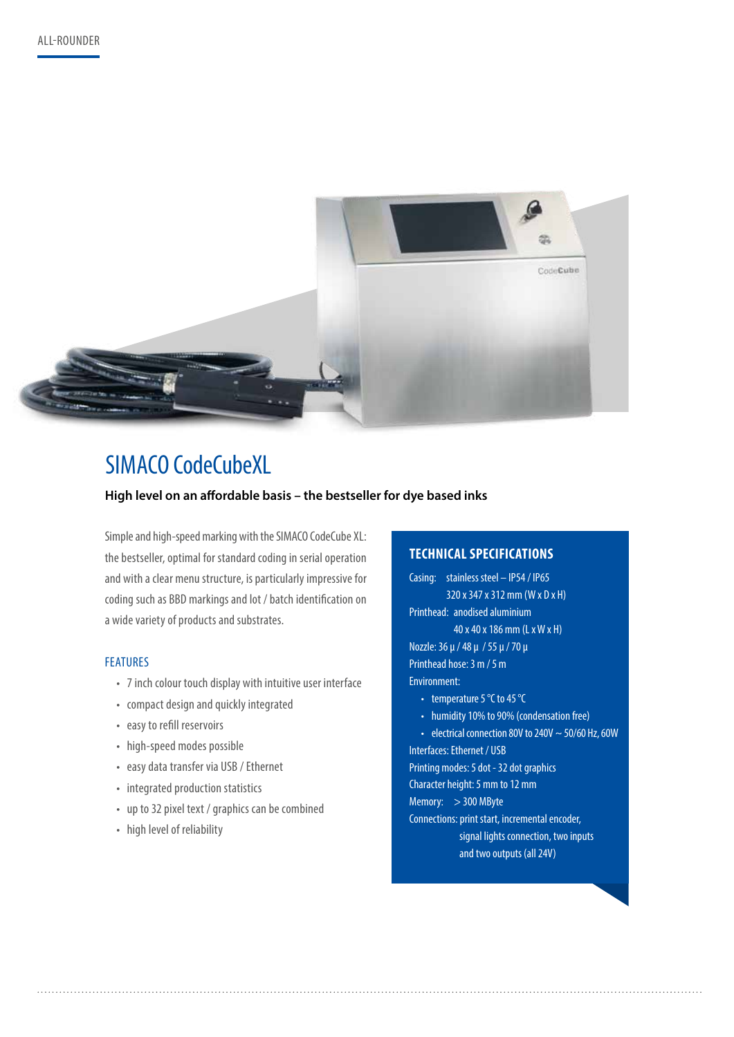ALL-ROUNDER

# SIMACO CodeCubeXL

**High level on an affordable basis – the bestseller for dye based inks**

Simple and high-speed marking with the SIMACO CodeCube XL: the bestseller, optimal for standard coding in serial operation and with a clear menu structure, is particularly impressive for coding such as BBD markings and lot / batch identification on a wide variety of products and substrates.

## FEATURES

- 7 inch colour touch display with intuitive user interface
- compact design and quickly integrated
- easy to refill reservoirs
- high-speed modes possible
- easy data transfer via USB / Ethernet
- integrated production statistics
- up to 32 pixel text / graphics can be combined
- high level of reliability

## TECHNICAL SPECIFICATIONS

Casing: stainless steel – IP54 / IP65
320 x 347 x 312 mm (W x D x H)

Printhead: anodised aluminium
40 x 40 x 186 mm (L x W x H)

Nozzle: 36 µ / 48 µ / 55 µ / 70 µ

Printhead hose: 3 m / 5 m

Environment:

- temperature 5 °C to 45 °C
- humidity 10% to 90% (condensation free)
- electrical connection 80V to 240V ~ 50/60 Hz, 60W

Interfaces: Ethernet / USB

Printing modes: 5 dot - 32 dot graphics

Character height: 5 mm to 12 mm

Memory: > 300 MByte

Connections: print start, incremental encoder, signal lights connection, two inputs and two outputs (all 24V)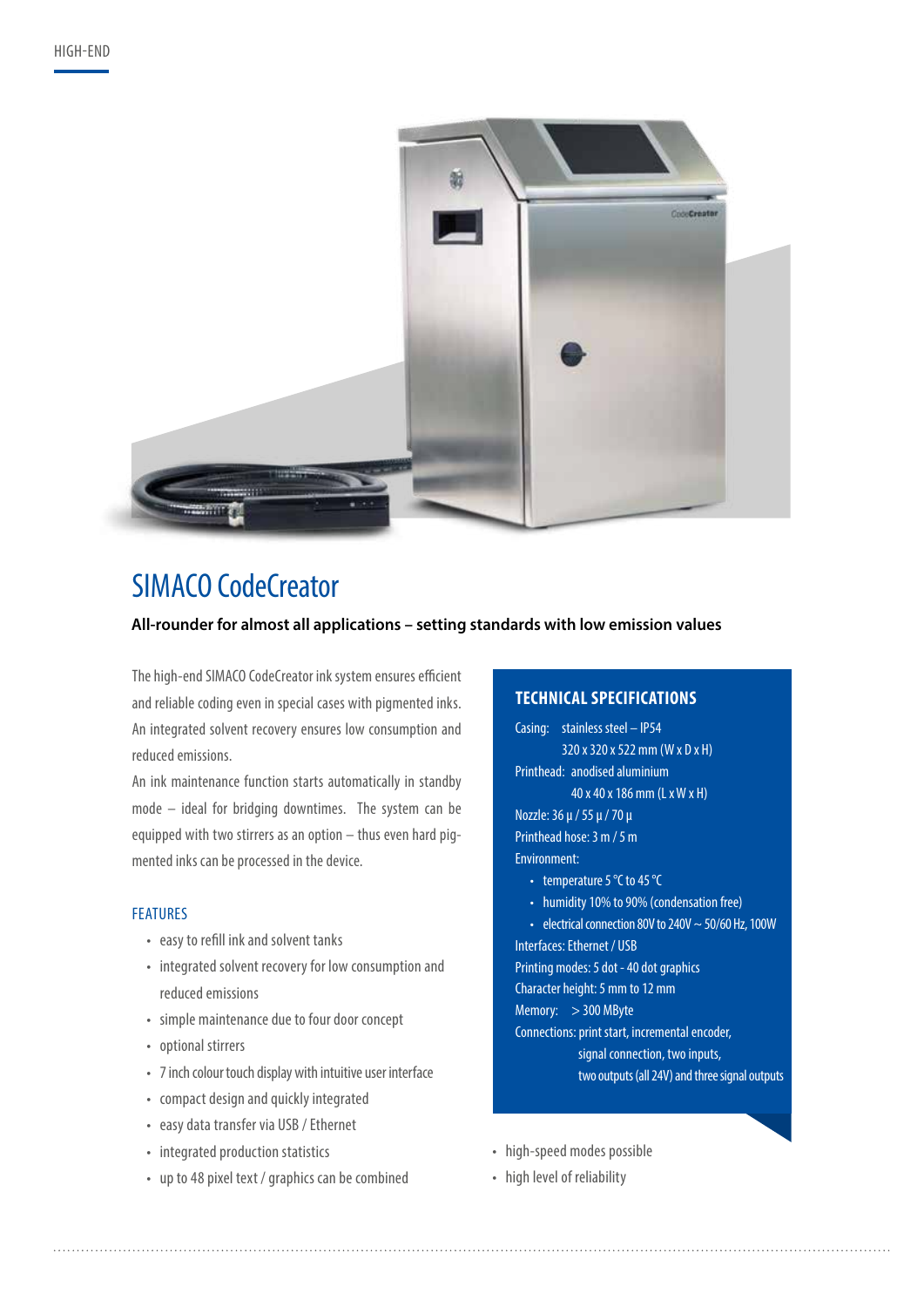HIGH-END

# SIMACO CodeCreator

**All-rounder for almost all applications – setting standards with low emission values**

The high-end SIMACO CodeCreator ink system ensures efficient and reliable coding even in special cases with pigmented inks. An integrated solvent recovery ensures low consumption and reduced emissions.

An ink maintenance function starts automatically in standby mode – ideal for bridging downtimes. The system can be equipped with two stirrers as an option – thus even hard pigmented inks can be processed in the device.

## FEATURES

- easy to refill ink and solvent tanks
- integrated solvent recovery for low consumption and reduced emissions
- simple maintenance due to four door concept
- optional stirrers
- 7 inch colour touch display with intuitive user interface
- compact design and quickly integrated
- easy data transfer via USB / Ethernet
- integrated production statistics
- up to 48 pixel text / graphics can be combined
- high-speed modes possible
- high level of reliability

## TECHNICAL SPECIFICATIONS

Casing: stainless steel – IP54
320 x 320 x 522 mm (W x D x H)

Printhead: anodised aluminium
40 x 40 x 186 mm (L x W x H)

Nozzle: 36 µ / 55 µ / 70 µ

Printhead hose: 3 m / 5 m

Environment:

- temperature 5 °C to 45 °C
- humidity 10% to 90% (condensation free)
- electrical connection 80V to 240V ~ 50/60 Hz, 100W

Interfaces: Ethernet / USB

Printing modes: 5 dot - 40 dot graphics

Character height: 5 mm to 12 mm

Memory: > 300 MByte

Connections: print start, incremental encoder, signal connection, two inputs, two outputs (all 24V) and three signal outputs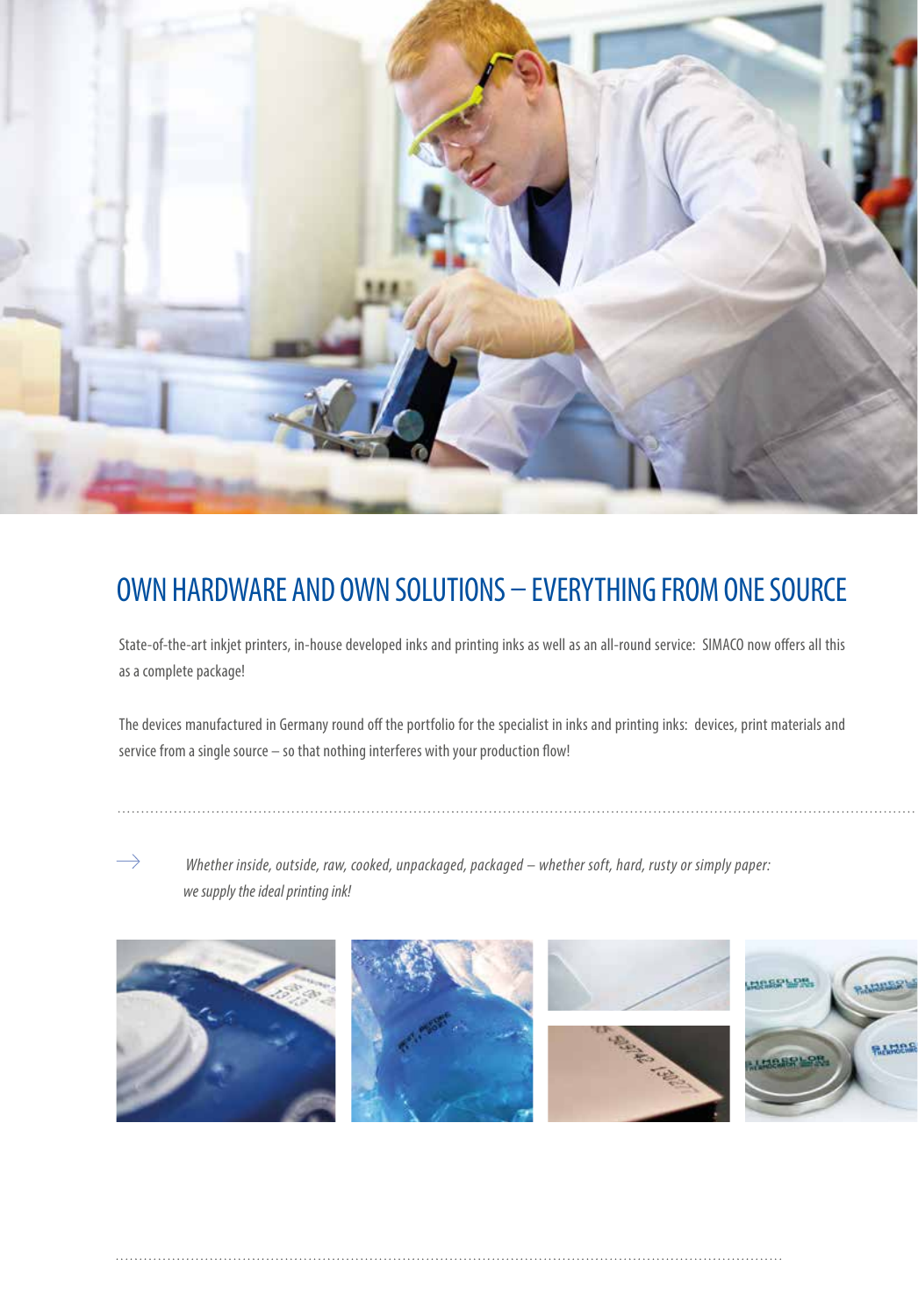# OWN HARDWARE AND OWN SOLUTIONS – EVERYTHING FROM ONE SOURCE

State-of-the-art inkjet printers, in-house developed inks and printing inks as well as an all-round service: SIMACO now offers all this as a complete package!

The devices manufactured in Germany round off the portfolio for the specialist in inks and printing inks: devices, print materials and service from a single source – so that nothing interferes with your production flow!

→ *Whether inside, outside, raw, cooked, unpackaged, packaged – whether soft, hard, rusty or simply paper: we supply the ideal printing ink!*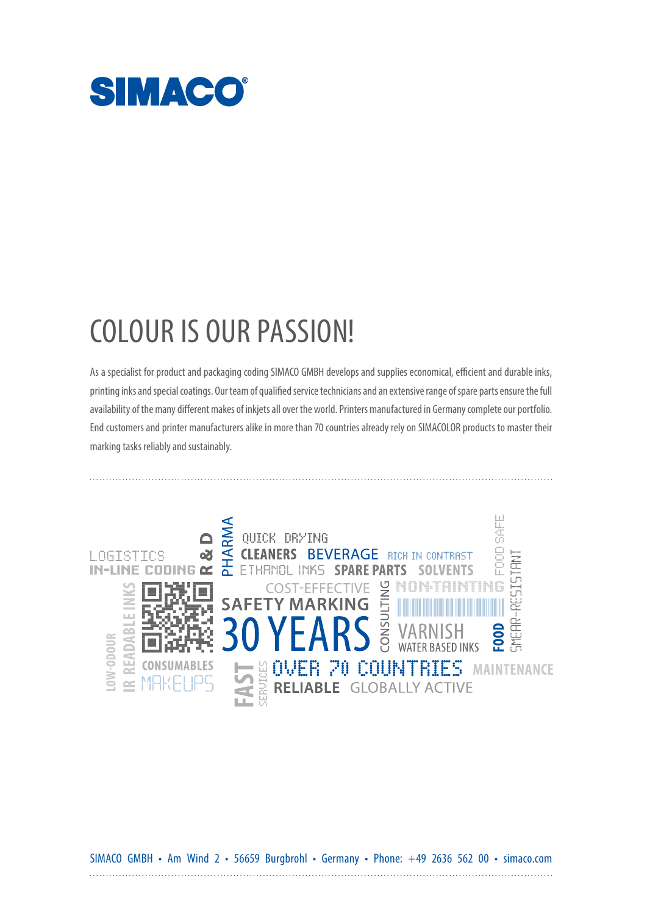# SIMACO®

## COLOUR IS OUR PASSION!

As a specialist for product and packaging coding SIMACO GMBH develops and supplies economical, efficient and durable inks, printing inks and special coatings. Our team of qualified service technicians and an extensive range of spare parts ensure the full availability of the many different makes of inkjets all over the world. Printers manufactured in Germany complete our portfolio. End customers and printer manufacturers alike in more than 70 countries already rely on SIMACOLOR products to master their marking tasks reliably and sustainably.

LOGISTICS
IN-LINE CODING
R & D
PHARMA
QUICK DRYING
CLEANERS
BEVERAGE
RICH IN CONTRAST
FOOD SAFE
ETHANOL INKS
SPARE PARTS
SOLVENTS
SMEAR-RESISTANT
LOW-ODOUR
IR READABLE INKS
COST-EFFECTIVE
NON-TAINTING
SAFETY MARKING
CONSULTING
30 YEARS
VARNISH
WATER BASED INKS
FOOD
CONSUMABLES
MAKEUPS
FAST
SERVICES
OVER 70 COUNTRIES
MAINTENANCE
RELIABLE
GLOBALLY ACTIVE

SIMACO GMBH • Am Wind 2 • 56659 Burgbrohl • Germany • Phone: +49 2636 562 00 • simaco.com